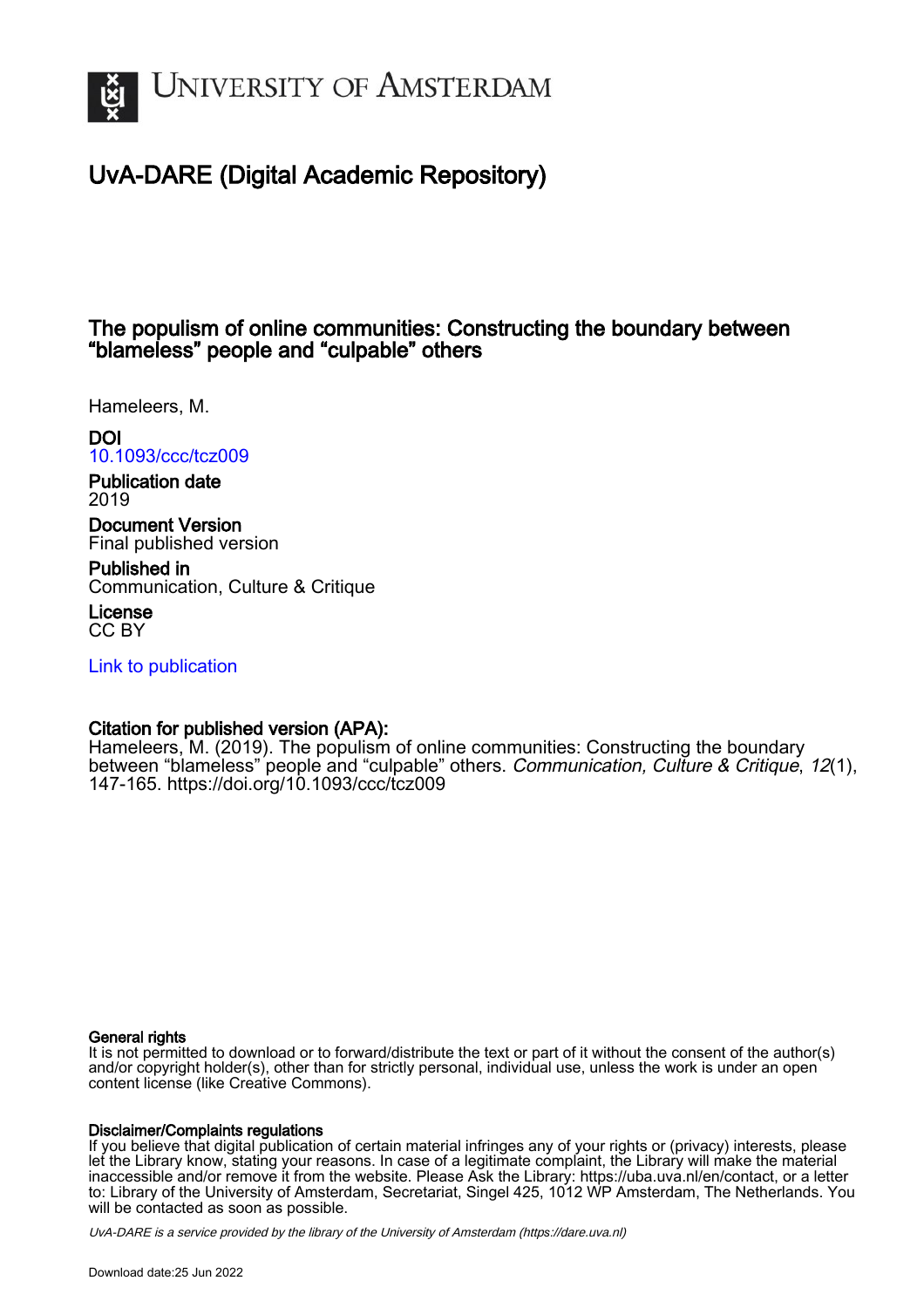# University of Amsterdam

## UvA-DARE (Digital Academic Repository)

### The populism of online communities: Constructing the boundary between "blameless" people and "culpable" others

Hameleers, M.

**DOI**
10.1093/ccc/tcz009

**Publication date**
2019

**Document Version**
Final published version

**Published in**
Communication, Culture & Critique

**License**
CC BY

Link to publication

**Citation for published version (APA):**
Hameleers, M. (2019). The populism of online communities: Constructing the boundary between "blameless" people and "culpable" others. *Communication, Culture & Critique*, *12*(1), 147-165. https://doi.org/10.1093/ccc/tcz009

**General rights**
It is not permitted to download or to forward/distribute the text or part of it without the consent of the author(s) and/or copyright holder(s), other than for strictly personal, individual use, unless the work is under an open content license (like Creative Commons).

**Disclaimer/Complaints regulations**
If you believe that digital publication of certain material infringes any of your rights or (privacy) interests, please let the Library know, stating your reasons. In case of a legitimate complaint, the Library will make the material inaccessible and/or remove it from the website. Please Ask the Library: https://uba.uva.nl/en/contact, or a letter to: Library of the University of Amsterdam, Secretariat, Singel 425, 1012 WP Amsterdam, The Netherlands. You will be contacted as soon as possible.

*UvA-DARE is a service provided by the library of the University of Amsterdam (https://dare.uva.nl)*

Download date:25 Jun 2022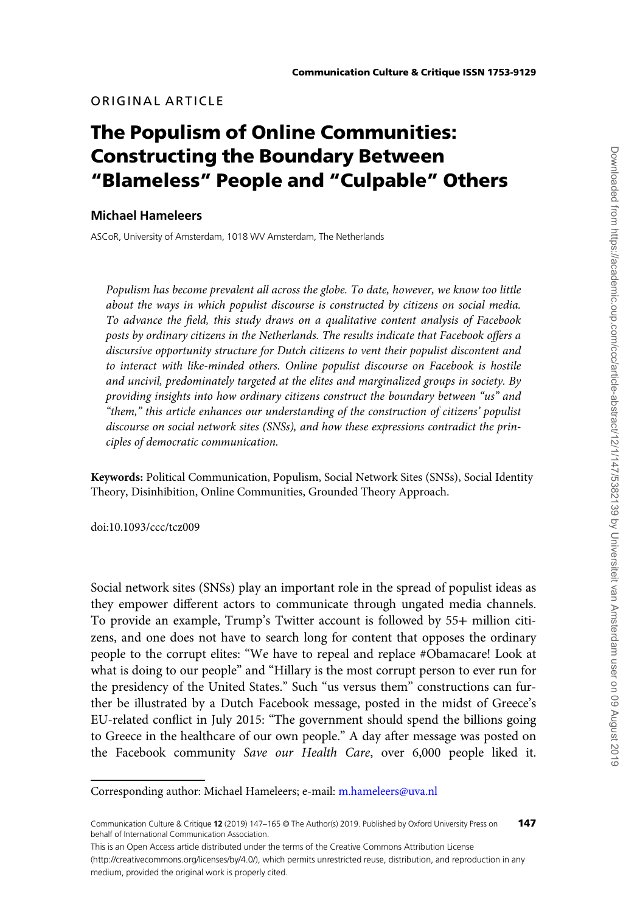ORIGINAL ARTICLE

# The Populism of Online Communities: Constructing the Boundary Between "Blameless" People and "Culpable" Others

**Michael Hameleers**

ASCoR, University of Amsterdam, 1018 WV Amsterdam, The Netherlands

*Populism has become prevalent all across the globe. To date, however, we know too little about the ways in which populist discourse is constructed by citizens on social media. To advance the field, this study draws on a qualitative content analysis of Facebook posts by ordinary citizens in the Netherlands. The results indicate that Facebook offers a discursive opportunity structure for Dutch citizens to vent their populist discontent and to interact with like-minded others. Online populist discourse on Facebook is hostile and uncivil, predominately targeted at the elites and marginalized groups in society. By providing insights into how ordinary citizens construct the boundary between "us" and "them," this article enhances our understanding of the construction of citizens' populist discourse on social network sites (SNSs), and how these expressions contradict the principles of democratic communication.*

**Keywords:** Political Communication, Populism, Social Network Sites (SNSs), Social Identity Theory, Disinhibition, Online Communities, Grounded Theory Approach.

doi:10.1093/ccc/tcz009

Social network sites (SNSs) play an important role in the spread of populist ideas as they empower different actors to communicate through ungated media channels. To provide an example, Trump's Twitter account is followed by 55+ million citizens, and one does not have to search long for content that opposes the ordinary people to the corrupt elites: "We have to repeal and replace #Obamacare! Look at what is doing to our people" and "Hillary is the most corrupt person to ever run for the presidency of the United States." Such "us versus them" constructions can further be illustrated by a Dutch Facebook message, posted in the midst of Greece's EU-related conflict in July 2015: "The government should spend the billions going to Greece in the healthcare of our own people." A day after message was posted on the Facebook community *Save our Health Care*, over 6,000 people liked it.

Corresponding author: Michael Hameleers; e-mail: m.hameleers@uva.nl

This is an Open Access article distributed under the terms of the Creative Commons Attribution License (http://creativecommons.org/licenses/by/4.0/), which permits unrestricted reuse, distribution, and reproduction in any medium, provided the original work is properly cited.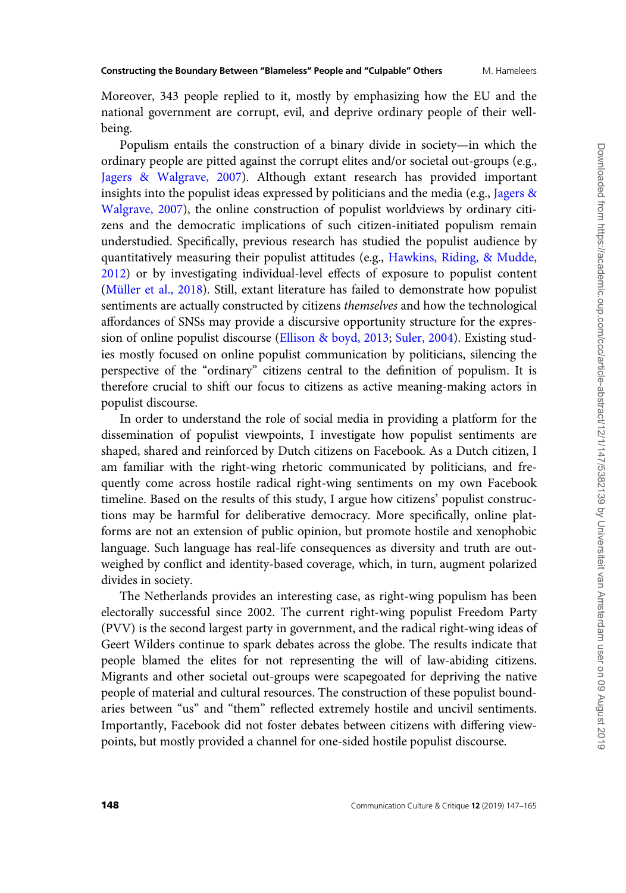Moreover, 343 people replied to it, mostly by emphasizing how the EU and the national government are corrupt, evil, and deprive ordinary people of their well-being.

Populism entails the construction of a binary divide in society—in which the ordinary people are pitted against the corrupt elites and/or societal out-groups (e.g., Jagers & Walgrave, 2007). Although extant research has provided important insights into the populist ideas expressed by politicians and the media (e.g., Jagers & Walgrave, 2007), the online construction of populist worldviews by ordinary citizens and the democratic implications of such citizen-initiated populism remain understudied. Specifically, previous research has studied the populist audience by quantitatively measuring their populist attitudes (e.g., Hawkins, Riding, & Mudde, 2012) or by investigating individual-level effects of exposure to populist content (Müller et al., 2018). Still, extant literature has failed to demonstrate how populist sentiments are actually constructed by citizens *themselves* and how the technological affordances of SNSs may provide a discursive opportunity structure for the expression of online populist discourse (Ellison & boyd, 2013; Suler, 2004). Existing studies mostly focused on online populist communication by politicians, silencing the perspective of the "ordinary" citizens central to the definition of populism. It is therefore crucial to shift our focus to citizens as active meaning-making actors in populist discourse.

In order to understand the role of social media in providing a platform for the dissemination of populist viewpoints, I investigate how populist sentiments are shaped, shared and reinforced by Dutch citizens on Facebook. As a Dutch citizen, I am familiar with the right-wing rhetoric communicated by politicians, and frequently come across hostile radical right-wing sentiments on my own Facebook timeline. Based on the results of this study, I argue how citizens' populist constructions may be harmful for deliberative democracy. More specifically, online platforms are not an extension of public opinion, but promote hostile and xenophobic language. Such language has real-life consequences as diversity and truth are outweighed by conflict and identity-based coverage, which, in turn, augment polarized divides in society.

The Netherlands provides an interesting case, as right-wing populism has been electorally successful since 2002. The current right-wing populist Freedom Party (PVV) is the second largest party in government, and the radical right-wing ideas of Geert Wilders continue to spark debates across the globe. The results indicate that people blamed the elites for not representing the will of law-abiding citizens. Migrants and other societal out-groups were scapegoated for depriving the native people of material and cultural resources. The construction of these populist boundaries between "us" and "them" reflected extremely hostile and uncivil sentiments. Importantly, Facebook did not foster debates between citizens with differing viewpoints, but mostly provided a channel for one-sided hostile populist discourse.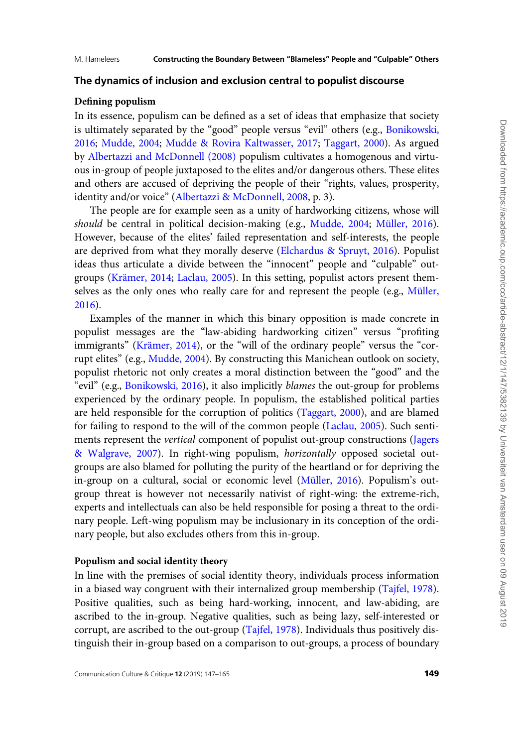## The dynamics of inclusion and exclusion central to populist discourse

### Defining populism

In its essence, populism can be defined as a set of ideas that emphasize that society is ultimately separated by the "good" people versus "evil" others (e.g., Bonikowski, 2016; Mudde, 2004; Mudde & Rovira Kaltwasser, 2017; Taggart, 2000). As argued by Albertazzi and McDonnell (2008) populism cultivates a homogenous and virtuous in-group of people juxtaposed to the elites and/or dangerous others. These elites and others are accused of depriving the people of their "rights, values, prosperity, identity and/or voice" (Albertazzi & McDonnell, 2008, p. 3).

The people are for example seen as a unity of hardworking citizens, whose will *should* be central in political decision-making (e.g., Mudde, 2004; Müller, 2016). However, because of the elites' failed representation and self-interests, the people are deprived from what they morally deserve (Elchardus & Spruyt, 2016). Populist ideas thus articulate a divide between the "innocent" people and "culpable" out-groups (Krämer, 2014; Laclau, 2005). In this setting, populist actors present themselves as the only ones who really care for and represent the people (e.g., Müller, 2016).

Examples of the manner in which this binary opposition is made concrete in populist messages are the "law-abiding hardworking citizen" versus "profiting immigrants" (Krämer, 2014), or the "will of the ordinary people" versus the "corrupt elites" (e.g., Mudde, 2004). By constructing this Manichean outlook on society, populist rhetoric not only creates a moral distinction between the "good" and the "evil" (e.g., Bonikowski, 2016), it also implicitly *blames* the out-group for problems experienced by the ordinary people. In populism, the established political parties are held responsible for the corruption of politics (Taggart, 2000), and are blamed for failing to respond to the will of the common people (Laclau, 2005). Such sentiments represent the *vertical* component of populist out-group constructions (Jagers & Walgrave, 2007). In right-wing populism, *horizontally* opposed societal out-groups are also blamed for polluting the purity of the heartland or for depriving the in-group on a cultural, social or economic level (Müller, 2016). Populism's out-group threat is however not necessarily nativist of right-wing: the extreme-rich, experts and intellectuals can also be held responsible for posing a threat to the ordinary people. Left-wing populism may be inclusionary in its conception of the ordinary people, but also excludes others from this in-group.

### Populism and social identity theory

In line with the premises of social identity theory, individuals process information in a biased way congruent with their internalized group membership (Tajfel, 1978). Positive qualities, such as being hard-working, innocent, and law-abiding, are ascribed to the in-group. Negative qualities, such as being lazy, self-interested or corrupt, are ascribed to the out-group (Tajfel, 1978). Individuals thus positively distinguish their in-group based on a comparison to out-groups, a process of boundary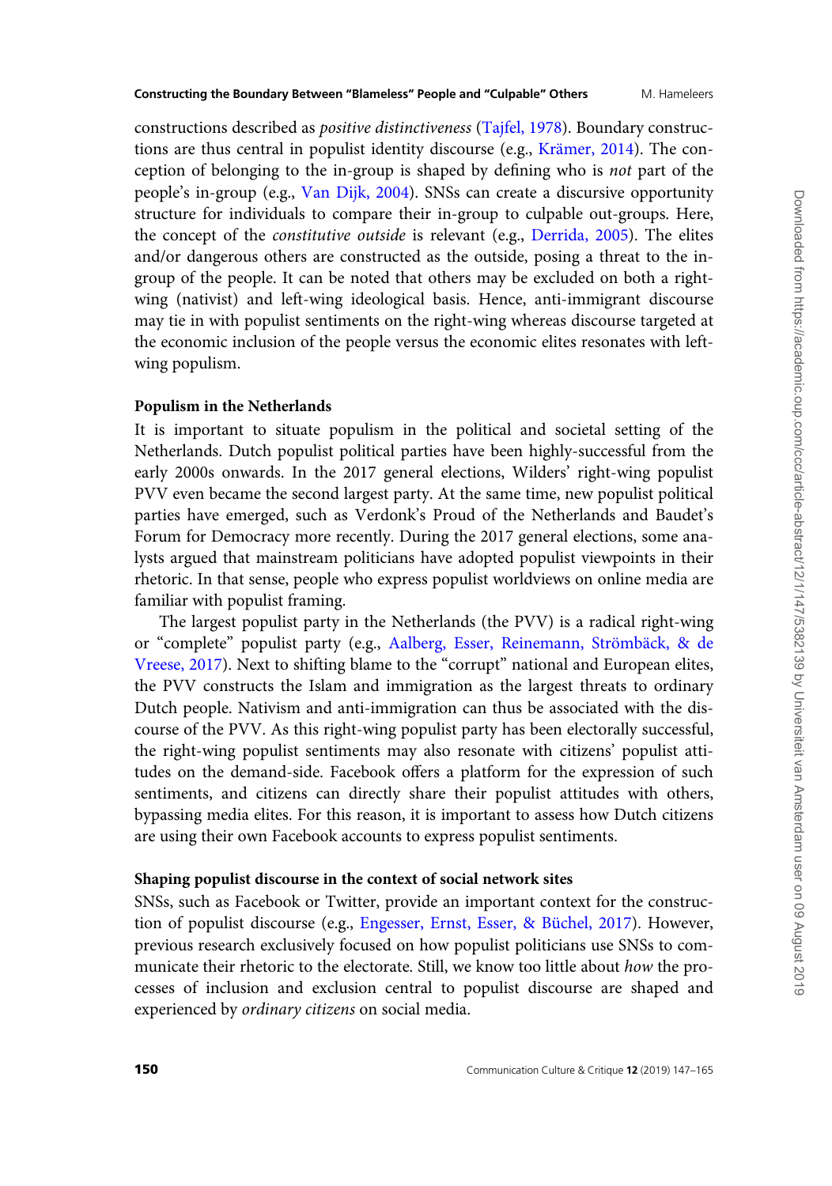constructions described as *positive distinctiveness* (Tajfel, 1978). Boundary constructions are thus central in populist identity discourse (e.g., Krämer, 2014). The conception of belonging to the in-group is shaped by defining who is *not* part of the people's in-group (e.g., Van Dijk, 2004). SNSs can create a discursive opportunity structure for individuals to compare their in-group to culpable out-groups. Here, the concept of the *constitutive outside* is relevant (e.g., Derrida, 2005). The elites and/or dangerous others are constructed as the outside, posing a threat to the in-group of the people. It can be noted that others may be excluded on both a right-wing (nativist) and left-wing ideological basis. Hence, anti-immigrant discourse may tie in with populist sentiments on the right-wing whereas discourse targeted at the economic inclusion of the people versus the economic elites resonates with left-wing populism.

### Populism in the Netherlands

It is important to situate populism in the political and societal setting of the Netherlands. Dutch populist political parties have been highly-successful from the early 2000s onwards. In the 2017 general elections, Wilders' right-wing populist PVV even became the second largest party. At the same time, new populist political parties have emerged, such as Verdonk's Proud of the Netherlands and Baudet's Forum for Democracy more recently. During the 2017 general elections, some analysts argued that mainstream politicians have adopted populist viewpoints in their rhetoric. In that sense, people who express populist worldviews on online media are familiar with populist framing.

The largest populist party in the Netherlands (the PVV) is a radical right-wing or "complete" populist party (e.g., Aalberg, Esser, Reinemann, Strömbäck, & de Vreese, 2017). Next to shifting blame to the "corrupt" national and European elites, the PVV constructs the Islam and immigration as the largest threats to ordinary Dutch people. Nativism and anti-immigration can thus be associated with the discourse of the PVV. As this right-wing populist party has been electorally successful, the right-wing populist sentiments may also resonate with citizens' populist attitudes on the demand-side. Facebook offers a platform for the expression of such sentiments, and citizens can directly share their populist attitudes with others, bypassing media elites. For this reason, it is important to assess how Dutch citizens are using their own Facebook accounts to express populist sentiments.

### Shaping populist discourse in the context of social network sites

SNSs, such as Facebook or Twitter, provide an important context for the construction of populist discourse (e.g., Engesser, Ernst, Esser, & Büchel, 2017). However, previous research exclusively focused on how populist politicians use SNSs to communicate their rhetoric to the electorate. Still, we know too little about *how* the processes of inclusion and exclusion central to populist discourse are shaped and experienced by *ordinary citizens* on social media.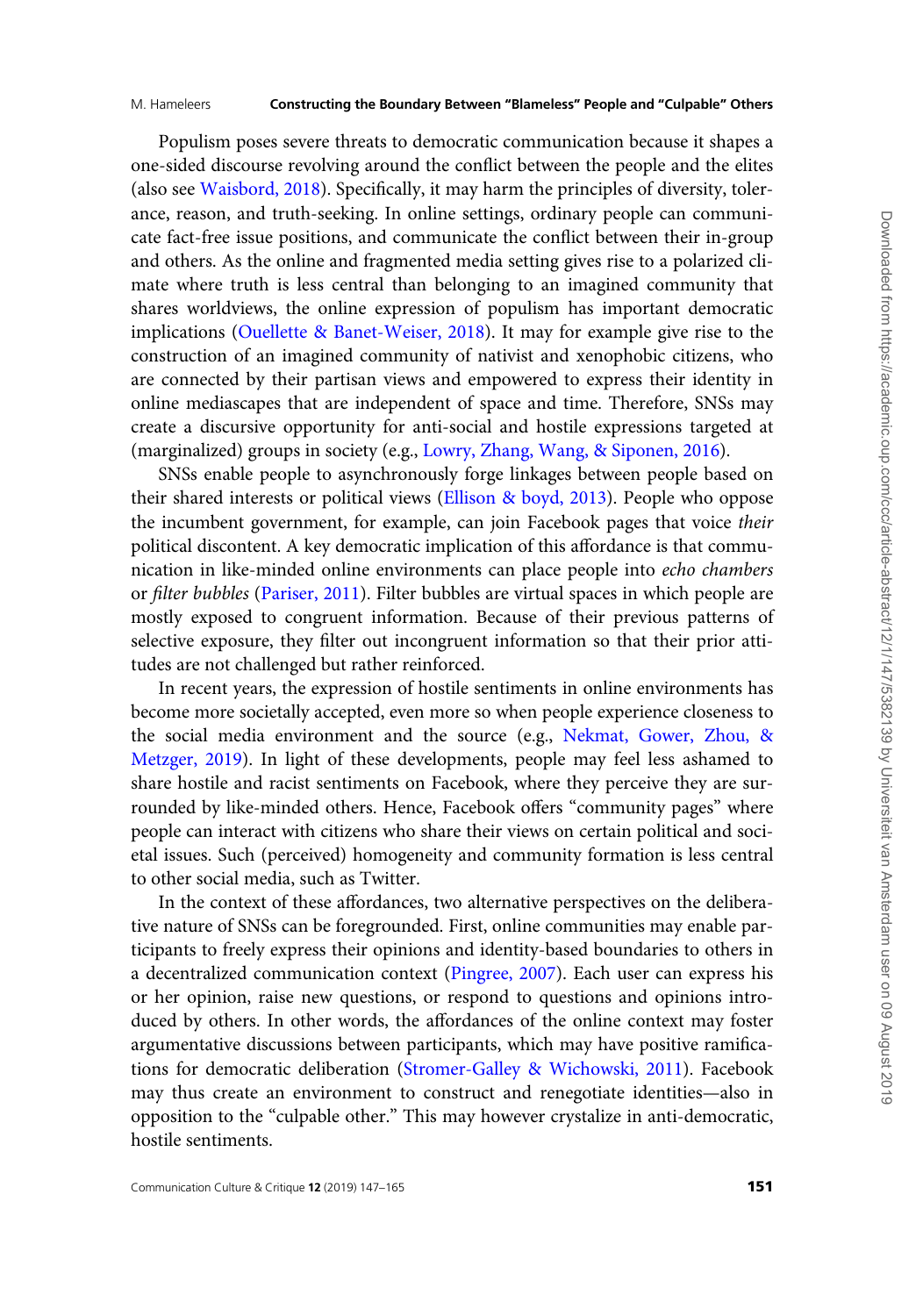Populism poses severe threats to democratic communication because it shapes a one-sided discourse revolving around the conflict between the people and the elites (also see Waisbord, 2018). Specifically, it may harm the principles of diversity, tolerance, reason, and truth-seeking. In online settings, ordinary people can communicate fact-free issue positions, and communicate the conflict between their in-group and others. As the online and fragmented media setting gives rise to a polarized climate where truth is less central than belonging to an imagined community that shares worldviews, the online expression of populism has important democratic implications (Ouellette & Banet-Weiser, 2018). It may for example give rise to the construction of an imagined community of nativist and xenophobic citizens, who are connected by their partisan views and empowered to express their identity in online mediascapes that are independent of space and time. Therefore, SNSs may create a discursive opportunity for anti-social and hostile expressions targeted at (marginalized) groups in society (e.g., Lowry, Zhang, Wang, & Siponen, 2016).

SNSs enable people to asynchronously forge linkages between people based on their shared interests or political views (Ellison & boyd, 2013). People who oppose the incumbent government, for example, can join Facebook pages that voice *their* political discontent. A key democratic implication of this affordance is that communication in like-minded online environments can place people into *echo chambers* or *filter bubbles* (Pariser, 2011). Filter bubbles are virtual spaces in which people are mostly exposed to congruent information. Because of their previous patterns of selective exposure, they filter out incongruent information so that their prior attitudes are not challenged but rather reinforced.

In recent years, the expression of hostile sentiments in online environments has become more societally accepted, even more so when people experience closeness to the social media environment and the source (e.g., Nekmat, Gower, Zhou, & Metzger, 2019). In light of these developments, people may feel less ashamed to share hostile and racist sentiments on Facebook, where they perceive they are surrounded by like-minded others. Hence, Facebook offers "community pages" where people can interact with citizens who share their views on certain political and societal issues. Such (perceived) homogeneity and community formation is less central to other social media, such as Twitter.

In the context of these affordances, two alternative perspectives on the deliberative nature of SNSs can be foregrounded. First, online communities may enable participants to freely express their opinions and identity-based boundaries to others in a decentralized communication context (Pingree, 2007). Each user can express his or her opinion, raise new questions, or respond to questions and opinions introduced by others. In other words, the affordances of the online context may foster argumentative discussions between participants, which may have positive ramifications for democratic deliberation (Stromer-Galley & Wichowski, 2011). Facebook may thus create an environment to construct and renegotiate identities—also in opposition to the "culpable other." This may however crystalize in anti-democratic, hostile sentiments.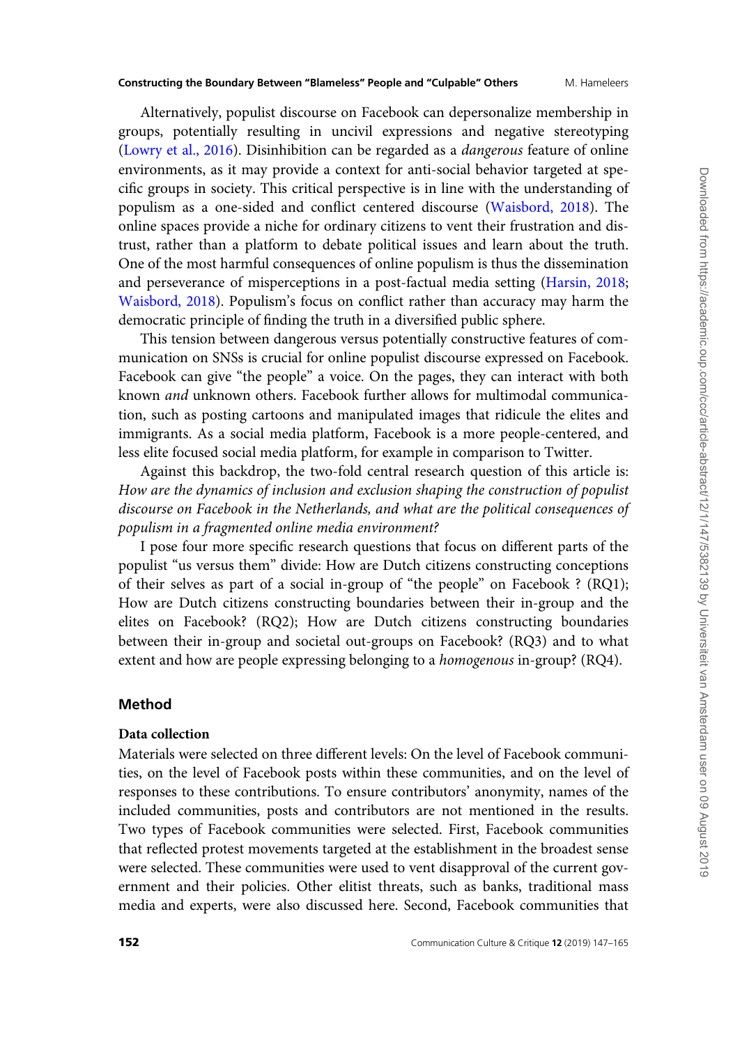Alternatively, populist discourse on Facebook can depersonalize membership in groups, potentially resulting in uncivil expressions and negative stereotyping (Lowry et al., 2016). Disinhibition can be regarded as a *dangerous* feature of online environments, as it may provide a context for anti-social behavior targeted at specific groups in society. This critical perspective is in line with the understanding of populism as a one-sided and conflict centered discourse (Waisbord, 2018). The online spaces provide a niche for ordinary citizens to vent their frustration and distrust, rather than a platform to debate political issues and learn about the truth. One of the most harmful consequences of online populism is thus the dissemination and perseverance of misperceptions in a post-factual media setting (Harsin, 2018; Waisbord, 2018). Populism's focus on conflict rather than accuracy may harm the democratic principle of finding the truth in a diversified public sphere.

This tension between dangerous versus potentially constructive features of communication on SNSs is crucial for online populist discourse expressed on Facebook. Facebook can give "the people" a voice. On the pages, they can interact with both known *and* unknown others. Facebook further allows for multimodal communication, such as posting cartoons and manipulated images that ridicule the elites and immigrants. As a social media platform, Facebook is a more people-centered, and less elite focused social media platform, for example in comparison to Twitter.

Against this backdrop, the two-fold central research question of this article is: *How are the dynamics of inclusion and exclusion shaping the construction of populist discourse on Facebook in the Netherlands, and what are the political consequences of populism in a fragmented online media environment?*

I pose four more specific research questions that focus on different parts of the populist "us versus them" divide: How are Dutch citizens constructing conceptions of their selves as part of a social in-group of "the people" on Facebook ? (RQ1); How are Dutch citizens constructing boundaries between their in-group and the elites on Facebook? (RQ2); How are Dutch citizens constructing boundaries between their in-group and societal out-groups on Facebook? (RQ3) and to what extent and how are people expressing belonging to a *homogenous* in-group? (RQ4).

## Method

### Data collection

Materials were selected on three different levels: On the level of Facebook communities, on the level of Facebook posts within these communities, and on the level of responses to these contributions. To ensure contributors' anonymity, names of the included communities, posts and contributors are not mentioned in the results. Two types of Facebook communities were selected. First, Facebook communities that reflected protest movements targeted at the establishment in the broadest sense were selected. These communities were used to vent disapproval of the current government and their policies. Other elitist threats, such as banks, traditional mass media and experts, were also discussed here. Second, Facebook communities that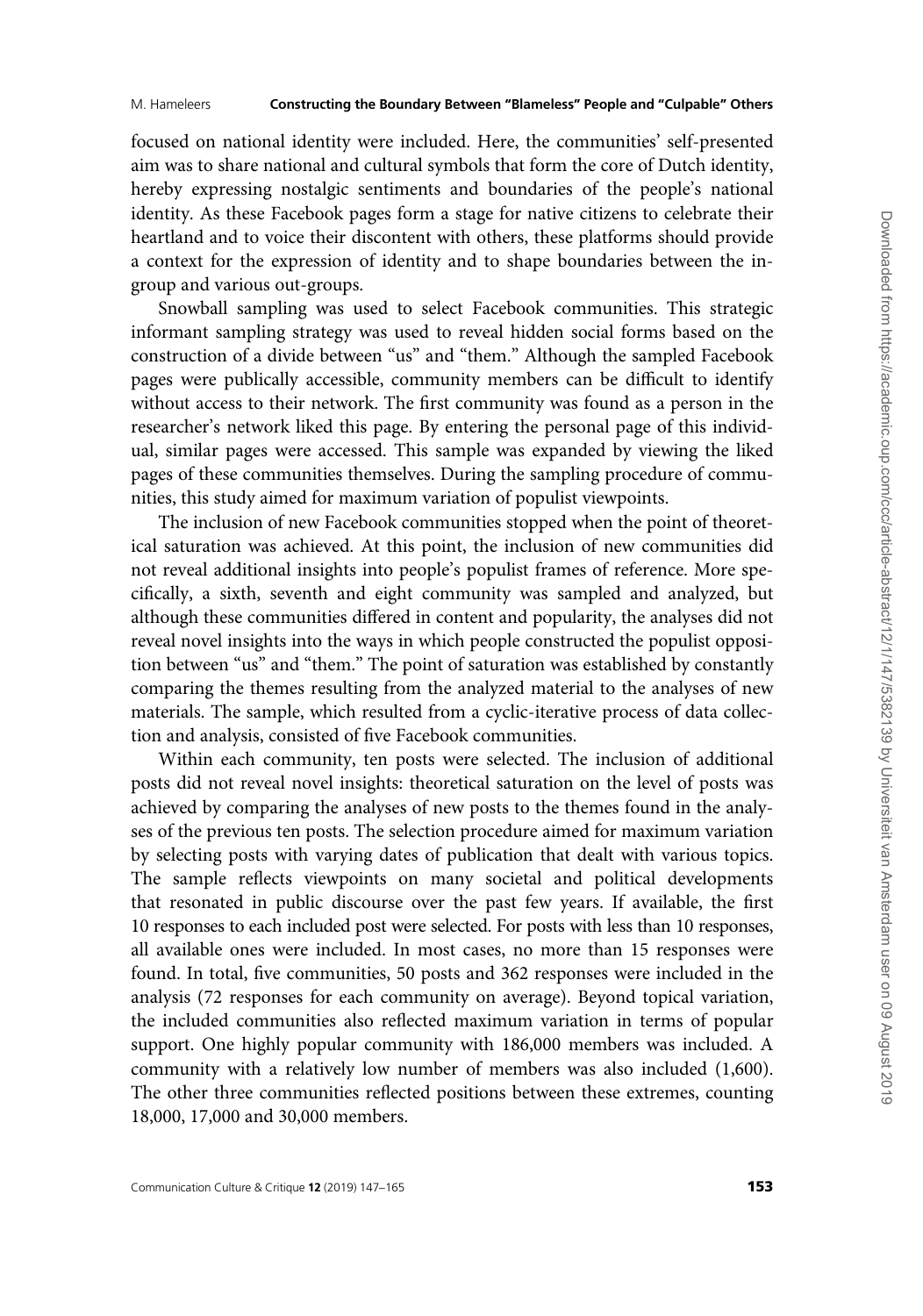focused on national identity were included. Here, the communities' self-presented aim was to share national and cultural symbols that form the core of Dutch identity, hereby expressing nostalgic sentiments and boundaries of the people's national identity. As these Facebook pages form a stage for native citizens to celebrate their heartland and to voice their discontent with others, these platforms should provide a context for the expression of identity and to shape boundaries between the in-group and various out-groups.

Snowball sampling was used to select Facebook communities. This strategic informant sampling strategy was used to reveal hidden social forms based on the construction of a divide between "us" and "them." Although the sampled Facebook pages were publically accessible, community members can be difficult to identify without access to their network. The first community was found as a person in the researcher's network liked this page. By entering the personal page of this individual, similar pages were accessed. This sample was expanded by viewing the liked pages of these communities themselves. During the sampling procedure of communities, this study aimed for maximum variation of populist viewpoints.

The inclusion of new Facebook communities stopped when the point of theoretical saturation was achieved. At this point, the inclusion of new communities did not reveal additional insights into people's populist frames of reference. More specifically, a sixth, seventh and eight community was sampled and analyzed, but although these communities differed in content and popularity, the analyses did not reveal novel insights into the ways in which people constructed the populist opposition between "us" and "them." The point of saturation was established by constantly comparing the themes resulting from the analyzed material to the analyses of new materials. The sample, which resulted from a cyclic-iterative process of data collection and analysis, consisted of five Facebook communities.

Within each community, ten posts were selected. The inclusion of additional posts did not reveal novel insights: theoretical saturation on the level of posts was achieved by comparing the analyses of new posts to the themes found in the analyses of the previous ten posts. The selection procedure aimed for maximum variation by selecting posts with varying dates of publication that dealt with various topics. The sample reflects viewpoints on many societal and political developments that resonated in public discourse over the past few years. If available, the first 10 responses to each included post were selected. For posts with less than 10 responses, all available ones were included. In most cases, no more than 15 responses were found. In total, five communities, 50 posts and 362 responses were included in the analysis (72 responses for each community on average). Beyond topical variation, the included communities also reflected maximum variation in terms of popular support. One highly popular community with 186,000 members was included. A community with a relatively low number of members was also included (1,600). The other three communities reflected positions between these extremes, counting 18,000, 17,000 and 30,000 members.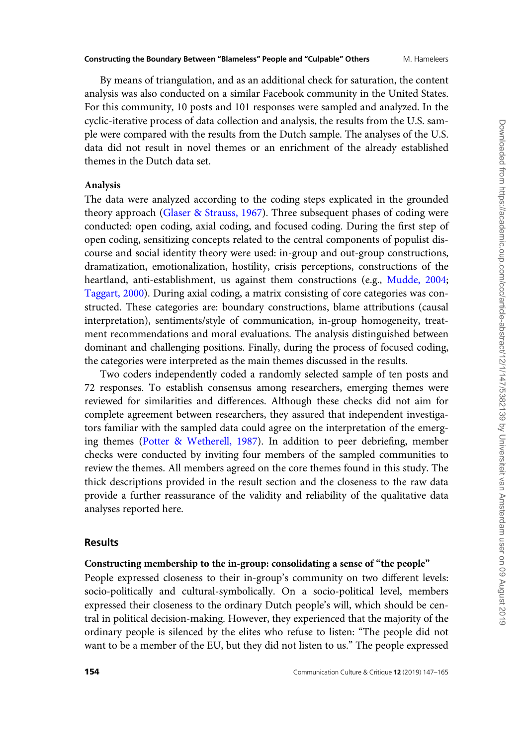By means of triangulation, and as an additional check for saturation, the content analysis was also conducted on a similar Facebook community in the United States. For this community, 10 posts and 101 responses were sampled and analyzed. In the cyclic-iterative process of data collection and analysis, the results from the U.S. sample were compared with the results from the Dutch sample. The analyses of the U.S. data did not result in novel themes or an enrichment of the already established themes in the Dutch data set.

### Analysis

The data were analyzed according to the coding steps explicated in the grounded theory approach (Glaser & Strauss, 1967). Three subsequent phases of coding were conducted: open coding, axial coding, and focused coding. During the first step of open coding, sensitizing concepts related to the central components of populist discourse and social identity theory were used: in-group and out-group constructions, dramatization, emotionalization, hostility, crisis perceptions, constructions of the heartland, anti-establishment, us against them constructions (e.g., Mudde, 2004; Taggart, 2000). During axial coding, a matrix consisting of core categories was constructed. These categories are: boundary constructions, blame attributions (causal interpretation), sentiments/style of communication, in-group homogeneity, treatment recommendations and moral evaluations. The analysis distinguished between dominant and challenging positions. Finally, during the process of focused coding, the categories were interpreted as the main themes discussed in the results.

Two coders independently coded a randomly selected sample of ten posts and 72 responses. To establish consensus among researchers, emerging themes were reviewed for similarities and differences. Although these checks did not aim for complete agreement between researchers, they assured that independent investigators familiar with the sampled data could agree on the interpretation of the emerging themes (Potter & Wetherell, 1987). In addition to peer debriefing, member checks were conducted by inviting four members of the sampled communities to review the themes. All members agreed on the core themes found in this study. The thick descriptions provided in the result section and the closeness to the raw data provide a further reassurance of the validity and reliability of the qualitative data analyses reported here.

## Results

### Constructing membership to the in-group: consolidating a sense of "the people"

People expressed closeness to their in-group's community on two different levels: socio-politically and cultural-symbolically. On a socio-political level, members expressed their closeness to the ordinary Dutch people's will, which should be central in political decision-making. However, they experienced that the majority of the ordinary people is silenced by the elites who refuse to listen: "The people did not want to be a member of the EU, but they did not listen to us." The people expressed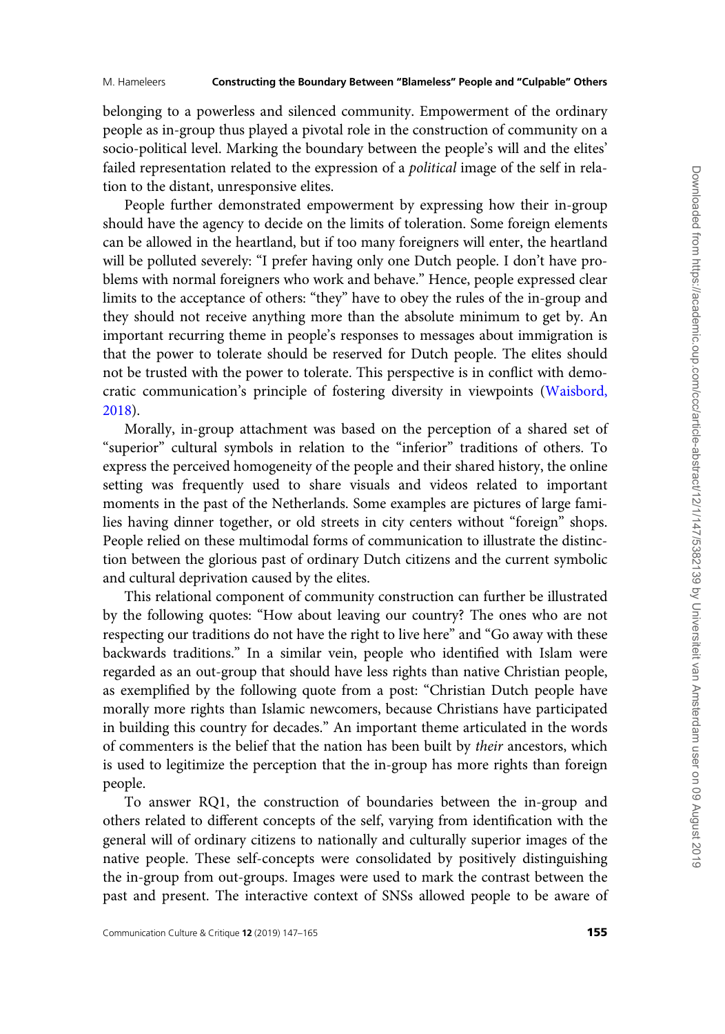belonging to a powerless and silenced community. Empowerment of the ordinary people as in-group thus played a pivotal role in the construction of community on a socio-political level. Marking the boundary between the people's will and the elites' failed representation related to the expression of a *political* image of the self in relation to the distant, unresponsive elites.

People further demonstrated empowerment by expressing how their in-group should have the agency to decide on the limits of toleration. Some foreign elements can be allowed in the heartland, but if too many foreigners will enter, the heartland will be polluted severely: "I prefer having only one Dutch people. I don't have problems with normal foreigners who work and behave." Hence, people expressed clear limits to the acceptance of others: "they" have to obey the rules of the in-group and they should not receive anything more than the absolute minimum to get by. An important recurring theme in people's responses to messages about immigration is that the power to tolerate should be reserved for Dutch people. The elites should not be trusted with the power to tolerate. This perspective is in conflict with democratic communication's principle of fostering diversity in viewpoints (Waisbord, 2018).

Morally, in-group attachment was based on the perception of a shared set of "superior" cultural symbols in relation to the "inferior" traditions of others. To express the perceived homogeneity of the people and their shared history, the online setting was frequently used to share visuals and videos related to important moments in the past of the Netherlands. Some examples are pictures of large families having dinner together, or old streets in city centers without "foreign" shops. People relied on these multimodal forms of communication to illustrate the distinction between the glorious past of ordinary Dutch citizens and the current symbolic and cultural deprivation caused by the elites.

This relational component of community construction can further be illustrated by the following quotes: "How about leaving our country? The ones who are not respecting our traditions do not have the right to live here" and "Go away with these backwards traditions." In a similar vein, people who identified with Islam were regarded as an out-group that should have less rights than native Christian people, as exemplified by the following quote from a post: "Christian Dutch people have morally more rights than Islamic newcomers, because Christians have participated in building this country for decades." An important theme articulated in the words of commenters is the belief that the nation has been built by *their* ancestors, which is used to legitimize the perception that the in-group has more rights than foreign people.

To answer RQ1, the construction of boundaries between the in-group and others related to different concepts of the self, varying from identification with the general will of ordinary citizens to nationally and culturally superior images of the native people. These self-concepts were consolidated by positively distinguishing the in-group from out-groups. Images were used to mark the contrast between the past and present. The interactive context of SNSs allowed people to be aware of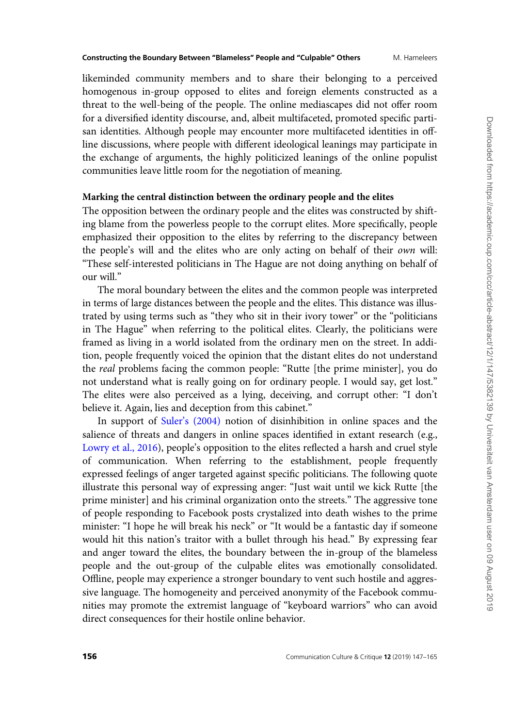likeminded community members and to share their belonging to a perceived homogenous in-group opposed to elites and foreign elements constructed as a threat to the well-being of the people. The online mediascapes did not offer room for a diversified identity discourse, and, albeit multifaceted, promoted specific partisan identities. Although people may encounter more multifaceted identities in offline discussions, where people with different ideological leanings may participate in the exchange of arguments, the highly politicized leanings of the online populist communities leave little room for the negotiation of meaning.

**Marking the central distinction between the ordinary people and the elites**

The opposition between the ordinary people and the elites was constructed by shifting blame from the powerless people to the corrupt elites. More specifically, people emphasized their opposition to the elites by referring to the discrepancy between the people's will and the elites who are only acting on behalf of their *own* will: "These self-interested politicians in The Hague are not doing anything on behalf of our will."

The moral boundary between the elites and the common people was interpreted in terms of large distances between the people and the elites. This distance was illustrated by using terms such as "they who sit in their ivory tower" or the "politicians in The Hague" when referring to the political elites. Clearly, the politicians were framed as living in a world isolated from the ordinary men on the street. In addition, people frequently voiced the opinion that the distant elites do not understand the *real* problems facing the common people: "Rutte [the prime minister], you do not understand what is really going on for ordinary people. I would say, get lost." The elites were also perceived as a lying, deceiving, and corrupt other: "I don't believe it. Again, lies and deception from this cabinet."

In support of Suler's (2004) notion of disinhibition in online spaces and the salience of threats and dangers in online spaces identified in extant research (e.g., Lowry et al., 2016), people's opposition to the elites reflected a harsh and cruel style of communication. When referring to the establishment, people frequently expressed feelings of anger targeted against specific politicians. The following quote illustrate this personal way of expressing anger: "Just wait until we kick Rutte [the prime minister] and his criminal organization onto the streets." The aggressive tone of people responding to Facebook posts crystalized into death wishes to the prime minister: "I hope he will break his neck" or "It would be a fantastic day if someone would hit this nation's traitor with a bullet through his head." By expressing fear and anger toward the elites, the boundary between the in-group of the blameless people and the out-group of the culpable elites was emotionally consolidated. Offline, people may experience a stronger boundary to vent such hostile and aggressive language. The homogeneity and perceived anonymity of the Facebook communities may promote the extremist language of "keyboard warriors" who can avoid direct consequences for their hostile online behavior.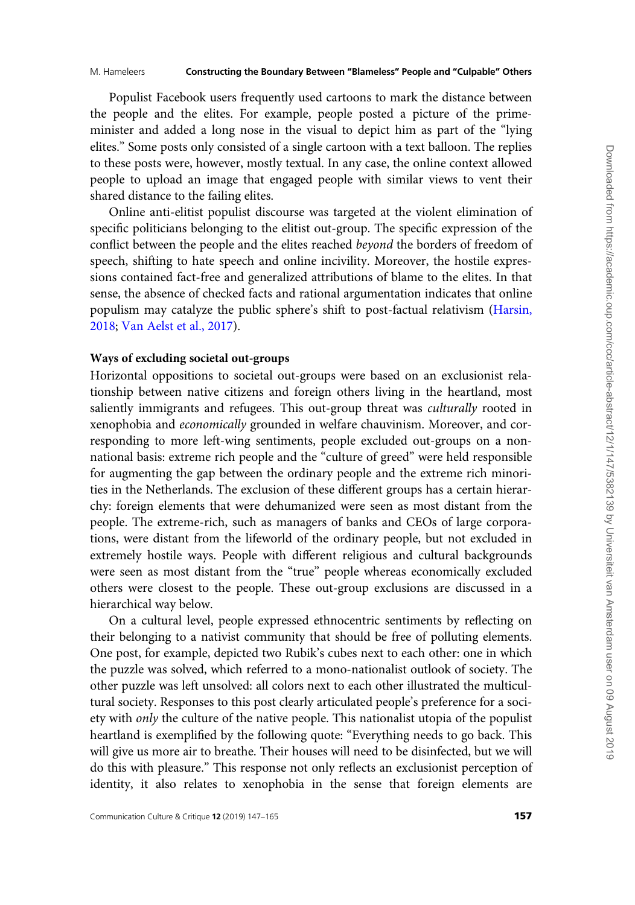Populist Facebook users frequently used cartoons to mark the distance between the people and the elites. For example, people posted a picture of the prime-minister and added a long nose in the visual to depict him as part of the "lying elites." Some posts only consisted of a single cartoon with a text balloon. The replies to these posts were, however, mostly textual. In any case, the online context allowed people to upload an image that engaged people with similar views to vent their shared distance to the failing elites.

Online anti-elitist populist discourse was targeted at the violent elimination of specific politicians belonging to the elitist out-group. The specific expression of the conflict between the people and the elites reached *beyond* the borders of freedom of speech, shifting to hate speech and online incivility. Moreover, the hostile expressions contained fact-free and generalized attributions of blame to the elites. In that sense, the absence of checked facts and rational argumentation indicates that online populism may catalyze the public sphere's shift to post-factual relativism (Harsin, 2018; Van Aelst et al., 2017).

**Ways of excluding societal out-groups**

Horizontal oppositions to societal out-groups were based on an exclusionist relationship between native citizens and foreign others living in the heartland, most saliently immigrants and refugees. This out-group threat was *culturally* rooted in xenophobia and *economically* grounded in welfare chauvinism. Moreover, and corresponding to more left-wing sentiments, people excluded out-groups on a non-national basis: extreme rich people and the "culture of greed" were held responsible for augmenting the gap between the ordinary people and the extreme rich minorities in the Netherlands. The exclusion of these different groups has a certain hierarchy: foreign elements that were dehumanized were seen as most distant from the people. The extreme-rich, such as managers of banks and CEOs of large corporations, were distant from the lifeworld of the ordinary people, but not excluded in extremely hostile ways. People with different religious and cultural backgrounds were seen as most distant from the "true" people whereas economically excluded others were closest to the people. These out-group exclusions are discussed in a hierarchical way below.

On a cultural level, people expressed ethnocentric sentiments by reflecting on their belonging to a nativist community that should be free of polluting elements. One post, for example, depicted two Rubik's cubes next to each other: one in which the puzzle was solved, which referred to a mono-nationalist outlook of society. The other puzzle was left unsolved: all colors next to each other illustrated the multicultural society. Responses to this post clearly articulated people's preference for a society with *only* the culture of the native people. This nationalist utopia of the populist heartland is exemplified by the following quote: "Everything needs to go back. This will give us more air to breathe. Their houses will need to be disinfected, but we will do this with pleasure." This response not only reflects an exclusionist perception of identity, it also relates to xenophobia in the sense that foreign elements are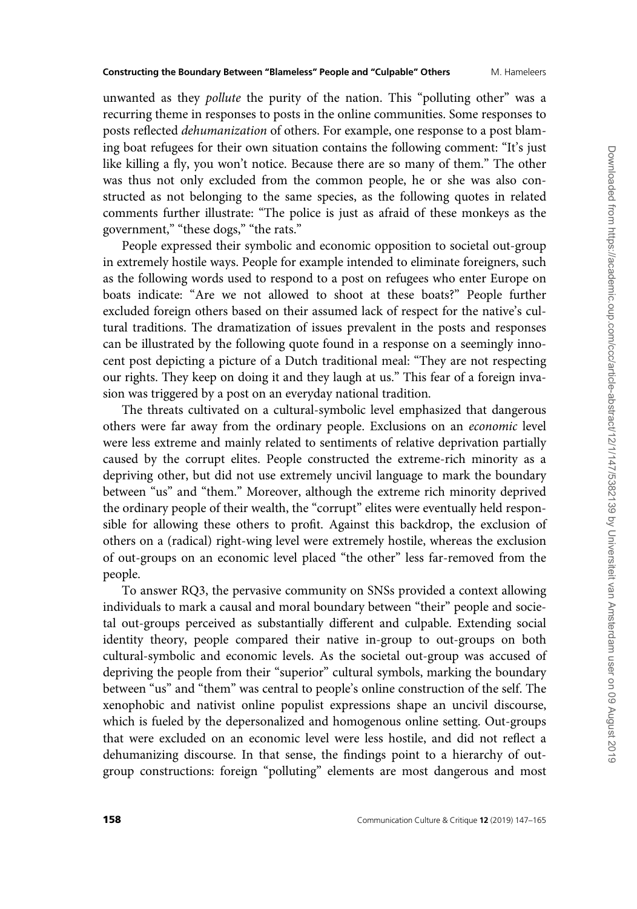unwanted as they *pollute* the purity of the nation. This "polluting other" was a recurring theme in responses to posts in the online communities. Some responses to posts reflected *dehumanization* of others. For example, one response to a post blaming boat refugees for their own situation contains the following comment: "It's just like killing a fly, you won't notice. Because there are so many of them." The other was thus not only excluded from the common people, he or she was also constructed as not belonging to the same species, as the following quotes in related comments further illustrate: "The police is just as afraid of these monkeys as the government," "these dogs," "the rats."

People expressed their symbolic and economic opposition to societal out-group in extremely hostile ways. People for example intended to eliminate foreigners, such as the following words used to respond to a post on refugees who enter Europe on boats indicate: "Are we not allowed to shoot at these boats?" People further excluded foreign others based on their assumed lack of respect for the native's cultural traditions. The dramatization of issues prevalent in the posts and responses can be illustrated by the following quote found in a response on a seemingly innocent post depicting a picture of a Dutch traditional meal: "They are not respecting our rights. They keep on doing it and they laugh at us." This fear of a foreign invasion was triggered by a post on an everyday national tradition.

The threats cultivated on a cultural-symbolic level emphasized that dangerous others were far away from the ordinary people. Exclusions on an *economic* level were less extreme and mainly related to sentiments of relative deprivation partially caused by the corrupt elites. People constructed the extreme-rich minority as a depriving other, but did not use extremely uncivil language to mark the boundary between "us" and "them." Moreover, although the extreme rich minority deprived the ordinary people of their wealth, the "corrupt" elites were eventually held responsible for allowing these others to profit. Against this backdrop, the exclusion of others on a (radical) right-wing level were extremely hostile, whereas the exclusion of out-groups on an economic level placed "the other" less far-removed from the people.

To answer RQ3, the pervasive community on SNSs provided a context allowing individuals to mark a causal and moral boundary between "their" people and societal out-groups perceived as substantially different and culpable. Extending social identity theory, people compared their native in-group to out-groups on both cultural-symbolic and economic levels. As the societal out-group was accused of depriving the people from their "superior" cultural symbols, marking the boundary between "us" and "them" was central to people's online construction of the self. The xenophobic and nativist online populist expressions shape an uncivil discourse, which is fueled by the depersonalized and homogenous online setting. Out-groups that were excluded on an economic level were less hostile, and did not reflect a dehumanizing discourse. In that sense, the findings point to a hierarchy of out-group constructions: foreign "polluting" elements are most dangerous and most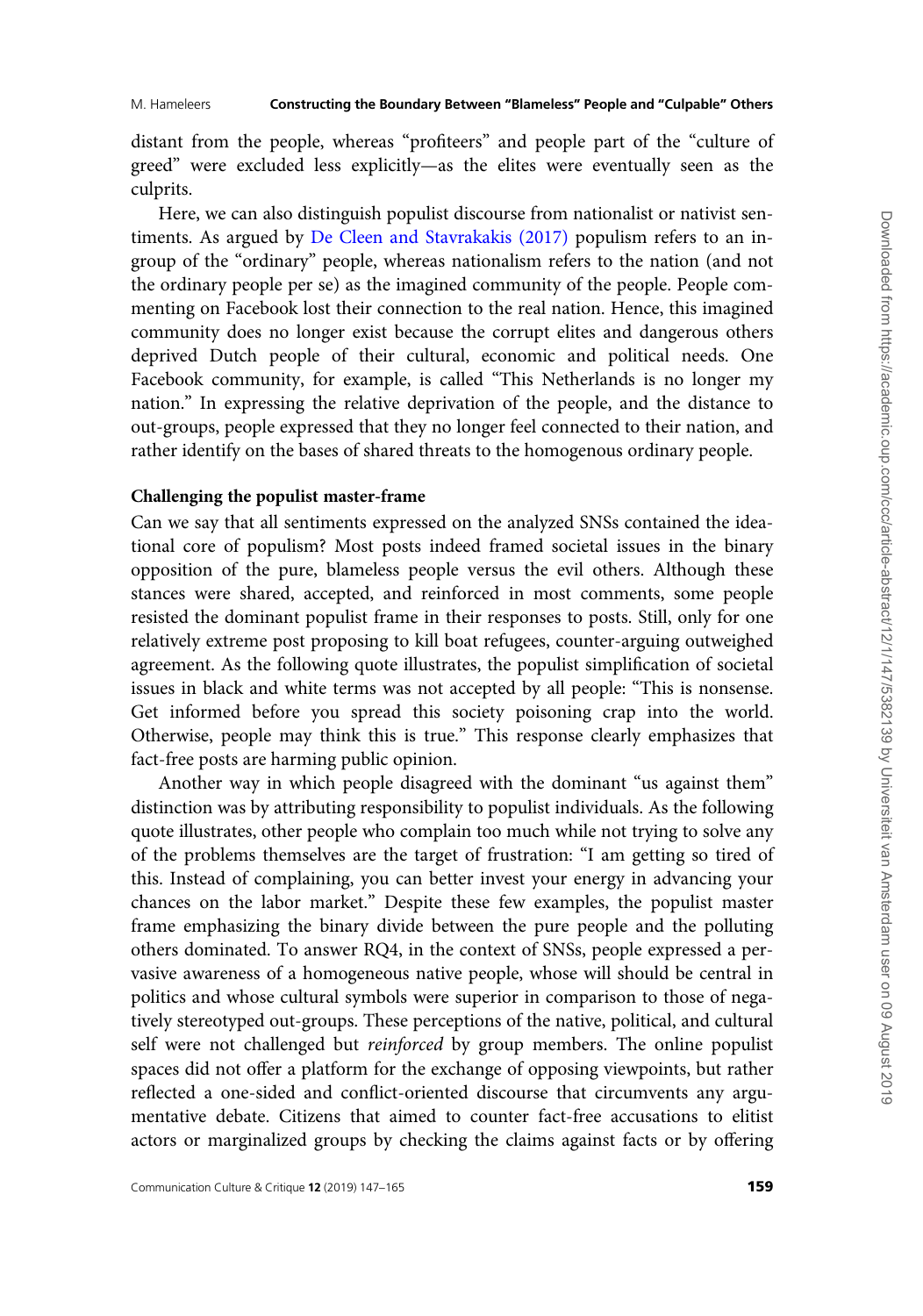distant from the people, whereas "profiteers" and people part of the "culture of greed" were excluded less explicitly—as the elites were eventually seen as the culprits.

Here, we can also distinguish populist discourse from nationalist or nativist sentiments. As argued by De Cleen and Stavrakakis (2017) populism refers to an in-group of the "ordinary" people, whereas nationalism refers to the nation (and not the ordinary people per se) as the imagined community of the people. People commenting on Facebook lost their connection to the real nation. Hence, this imagined community does no longer exist because the corrupt elites and dangerous others deprived Dutch people of their cultural, economic and political needs. One Facebook community, for example, is called "This Netherlands is no longer my nation." In expressing the relative deprivation of the people, and the distance to out-groups, people expressed that they no longer feel connected to their nation, and rather identify on the bases of shared threats to the homogenous ordinary people.

**Challenging the populist master-frame**

Can we say that all sentiments expressed on the analyzed SNSs contained the ideational core of populism? Most posts indeed framed societal issues in the binary opposition of the pure, blameless people versus the evil others. Although these stances were shared, accepted, and reinforced in most comments, some people resisted the dominant populist frame in their responses to posts. Still, only for one relatively extreme post proposing to kill boat refugees, counter-arguing outweighed agreement. As the following quote illustrates, the populist simplification of societal issues in black and white terms was not accepted by all people: "This is nonsense. Get informed before you spread this society poisoning crap into the world. Otherwise, people may think this is true." This response clearly emphasizes that fact-free posts are harming public opinion.

Another way in which people disagreed with the dominant "us against them" distinction was by attributing responsibility to populist individuals. As the following quote illustrates, other people who complain too much while not trying to solve any of the problems themselves are the target of frustration: "I am getting so tired of this. Instead of complaining, you can better invest your energy in advancing your chances on the labor market." Despite these few examples, the populist master frame emphasizing the binary divide between the pure people and the polluting others dominated. To answer RQ4, in the context of SNSs, people expressed a pervasive awareness of a homogeneous native people, whose will should be central in politics and whose cultural symbols were superior in comparison to those of negatively stereotyped out-groups. These perceptions of the native, political, and cultural self were not challenged but *reinforced* by group members. The online populist spaces did not offer a platform for the exchange of opposing viewpoints, but rather reflected a one-sided and conflict-oriented discourse that circumvents any argumentative debate. Citizens that aimed to counter fact-free accusations to elitist actors or marginalized groups by checking the claims against facts or by offering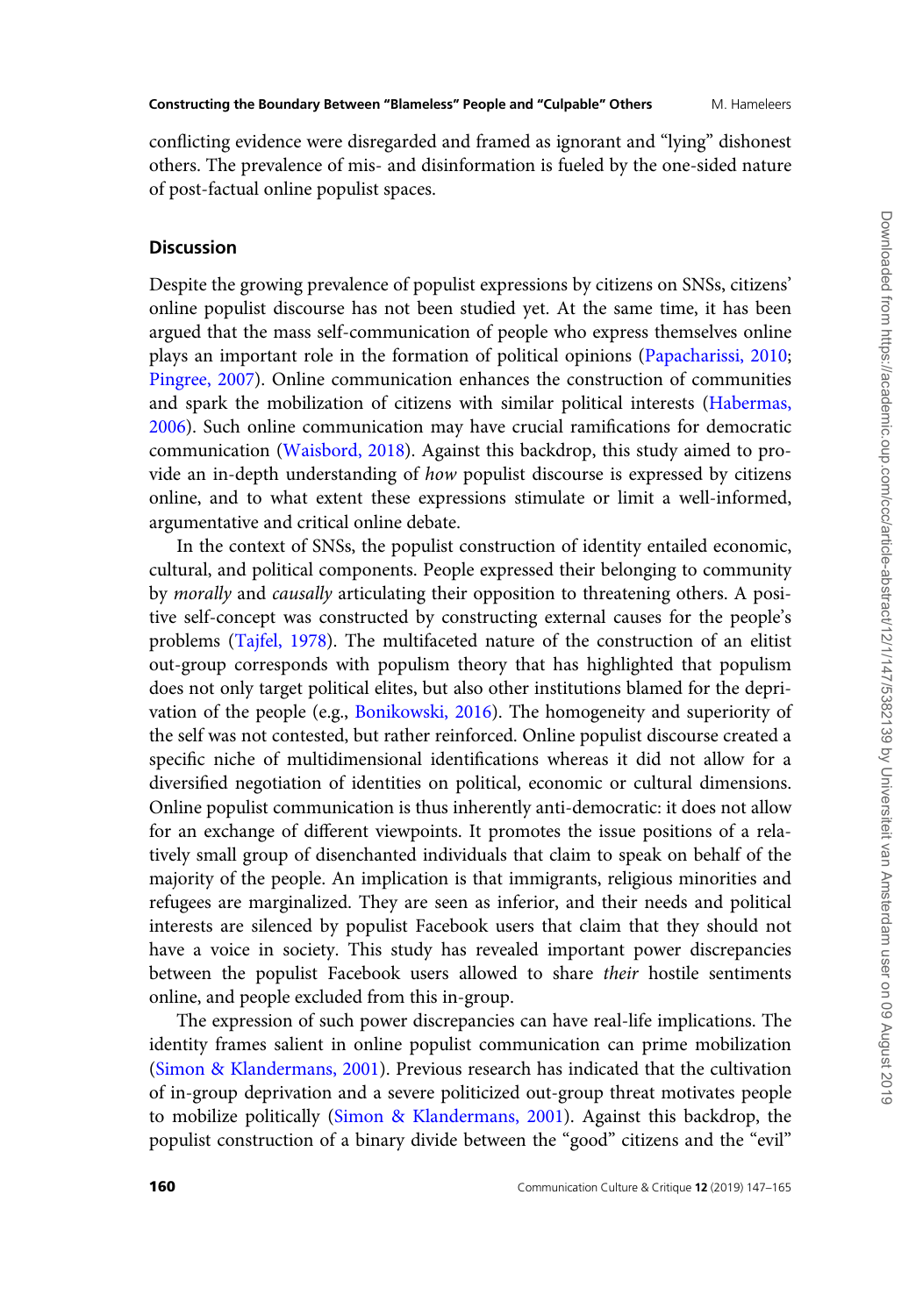conflicting evidence were disregarded and framed as ignorant and "lying" dishonest others. The prevalence of mis- and disinformation is fueled by the one-sided nature of post-factual online populist spaces.

## Discussion

Despite the growing prevalence of populist expressions by citizens on SNSs, citizens' online populist discourse has not been studied yet. At the same time, it has been argued that the mass self-communication of people who express themselves online plays an important role in the formation of political opinions (Papacharissi, 2010; Pingree, 2007). Online communication enhances the construction of communities and spark the mobilization of citizens with similar political interests (Habermas, 2006). Such online communication may have crucial ramifications for democratic communication (Waisbord, 2018). Against this backdrop, this study aimed to provide an in-depth understanding of *how* populist discourse is expressed by citizens online, and to what extent these expressions stimulate or limit a well-informed, argumentative and critical online debate.

In the context of SNSs, the populist construction of identity entailed economic, cultural, and political components. People expressed their belonging to community by *morally* and *causally* articulating their opposition to threatening others. A positive self-concept was constructed by constructing external causes for the people's problems (Tajfel, 1978). The multifaceted nature of the construction of an elitist out-group corresponds with populism theory that has highlighted that populism does not only target political elites, but also other institutions blamed for the deprivation of the people (e.g., Bonikowski, 2016). The homogeneity and superiority of the self was not contested, but rather reinforced. Online populist discourse created a specific niche of multidimensional identifications whereas it did not allow for a diversified negotiation of identities on political, economic or cultural dimensions. Online populist communication is thus inherently anti-democratic: it does not allow for an exchange of different viewpoints. It promotes the issue positions of a relatively small group of disenchanted individuals that claim to speak on behalf of the majority of the people. An implication is that immigrants, religious minorities and refugees are marginalized. They are seen as inferior, and their needs and political interests are silenced by populist Facebook users that claim that they should not have a voice in society. This study has revealed important power discrepancies between the populist Facebook users allowed to share *their* hostile sentiments online, and people excluded from this in-group.

The expression of such power discrepancies can have real-life implications. The identity frames salient in online populist communication can prime mobilization (Simon & Klandermans, 2001). Previous research has indicated that the cultivation of in-group deprivation and a severe politicized out-group threat motivates people to mobilize politically (Simon & Klandermans, 2001). Against this backdrop, the populist construction of a binary divide between the "good" citizens and the "evil"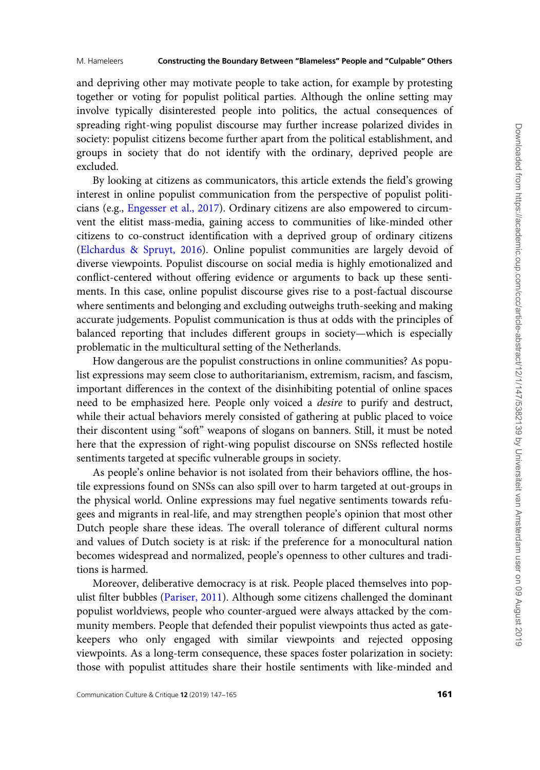and depriving other may motivate people to take action, for example by protesting together or voting for populist political parties. Although the online setting may involve typically disinterested people into politics, the actual consequences of spreading right-wing populist discourse may further increase polarized divides in society: populist citizens become further apart from the political establishment, and groups in society that do not identify with the ordinary, deprived people are excluded.

By looking at citizens as communicators, this article extends the field's growing interest in online populist communication from the perspective of populist politicians (e.g., Engesser et al., 2017). Ordinary citizens are also empowered to circumvent the elitist mass-media, gaining access to communities of like-minded other citizens to co-construct identification with a deprived group of ordinary citizens (Elchardus & Spruyt, 2016). Online populist communities are largely devoid of diverse viewpoints. Populist discourse on social media is highly emotionalized and conflict-centered without offering evidence or arguments to back up these sentiments. In this case, online populist discourse gives rise to a post-factual discourse where sentiments and belonging and excluding outweighs truth-seeking and making accurate judgements. Populist communication is thus at odds with the principles of balanced reporting that includes different groups in society—which is especially problematic in the multicultural setting of the Netherlands.

How dangerous are the populist constructions in online communities? As populist expressions may seem close to authoritarianism, extremism, racism, and fascism, important differences in the context of the disinhibiting potential of online spaces need to be emphasized here. People only voiced a *desire* to purify and destruct, while their actual behaviors merely consisted of gathering at public placed to voice their discontent using "soft" weapons of slogans on banners. Still, it must be noted here that the expression of right-wing populist discourse on SNSs reflected hostile sentiments targeted at specific vulnerable groups in society.

As people's online behavior is not isolated from their behaviors offline, the hostile expressions found on SNSs can also spill over to harm targeted at out-groups in the physical world. Online expressions may fuel negative sentiments towards refugees and migrants in real-life, and may strengthen people's opinion that most other Dutch people share these ideas. The overall tolerance of different cultural norms and values of Dutch society is at risk: if the preference for a monocultural nation becomes widespread and normalized, people's openness to other cultures and traditions is harmed.

Moreover, deliberative democracy is at risk. People placed themselves into populist filter bubbles (Pariser, 2011). Although some citizens challenged the dominant populist worldviews, people who counter-argued were always attacked by the community members. People that defended their populist viewpoints thus acted as gatekeepers who only engaged with similar viewpoints and rejected opposing viewpoints. As a long-term consequence, these spaces foster polarization in society: those with populist attitudes share their hostile sentiments with like-minded and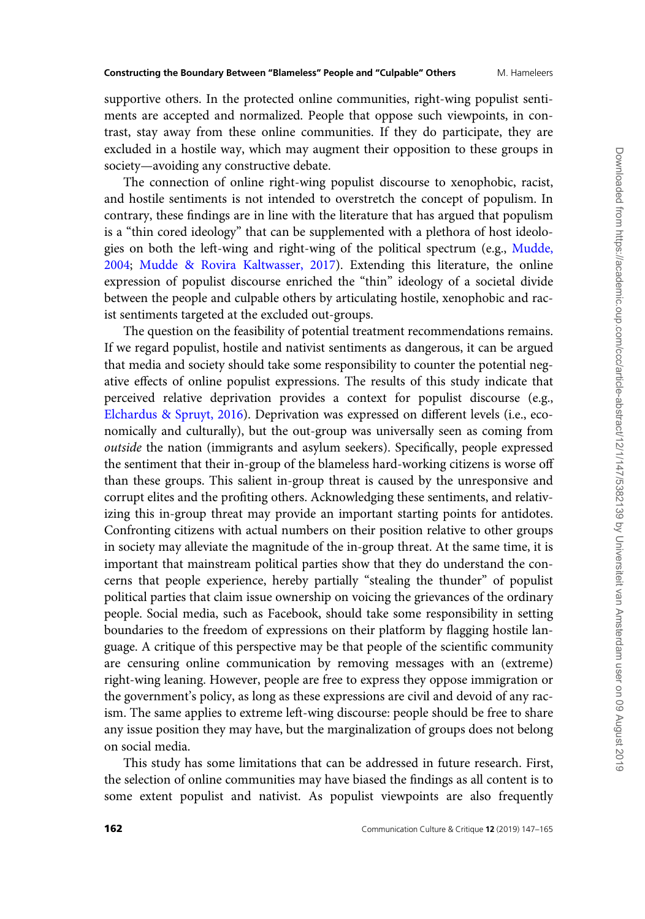supportive others. In the protected online communities, right-wing populist sentiments are accepted and normalized. People that oppose such viewpoints, in contrast, stay away from these online communities. If they do participate, they are excluded in a hostile way, which may augment their opposition to these groups in society—avoiding any constructive debate.

The connection of online right-wing populist discourse to xenophobic, racist, and hostile sentiments is not intended to overstretch the concept of populism. In contrary, these findings are in line with the literature that has argued that populism is a "thin cored ideology" that can be supplemented with a plethora of host ideologies on both the left-wing and right-wing of the political spectrum (e.g., Mudde, 2004; Mudde & Rovira Kaltwasser, 2017). Extending this literature, the online expression of populist discourse enriched the "thin" ideology of a societal divide between the people and culpable others by articulating hostile, xenophobic and racist sentiments targeted at the excluded out-groups.

The question on the feasibility of potential treatment recommendations remains. If we regard populist, hostile and nativist sentiments as dangerous, it can be argued that media and society should take some responsibility to counter the potential negative effects of online populist expressions. The results of this study indicate that perceived relative deprivation provides a context for populist discourse (e.g., Elchardus & Spruyt, 2016). Deprivation was expressed on different levels (i.e., economically and culturally), but the out-group was universally seen as coming from *outside* the nation (immigrants and asylum seekers). Specifically, people expressed the sentiment that their in-group of the blameless hard-working citizens is worse off than these groups. This salient in-group threat is caused by the unresponsive and corrupt elites and the profiting others. Acknowledging these sentiments, and relativizing this in-group threat may provide an important starting points for antidotes. Confronting citizens with actual numbers on their position relative to other groups in society may alleviate the magnitude of the in-group threat. At the same time, it is important that mainstream political parties show that they do understand the concerns that people experience, hereby partially "stealing the thunder" of populist political parties that claim issue ownership on voicing the grievances of the ordinary people. Social media, such as Facebook, should take some responsibility in setting boundaries to the freedom of expressions on their platform by flagging hostile language. A critique of this perspective may be that people of the scientific community are censuring online communication by removing messages with an (extreme) right-wing leaning. However, people are free to express they oppose immigration or the government's policy, as long as these expressions are civil and devoid of any racism. The same applies to extreme left-wing discourse: people should be free to share any issue position they may have, but the marginalization of groups does not belong on social media.

This study has some limitations that can be addressed in future research. First, the selection of online communities may have biased the findings as all content is to some extent populist and nativist. As populist viewpoints are also frequently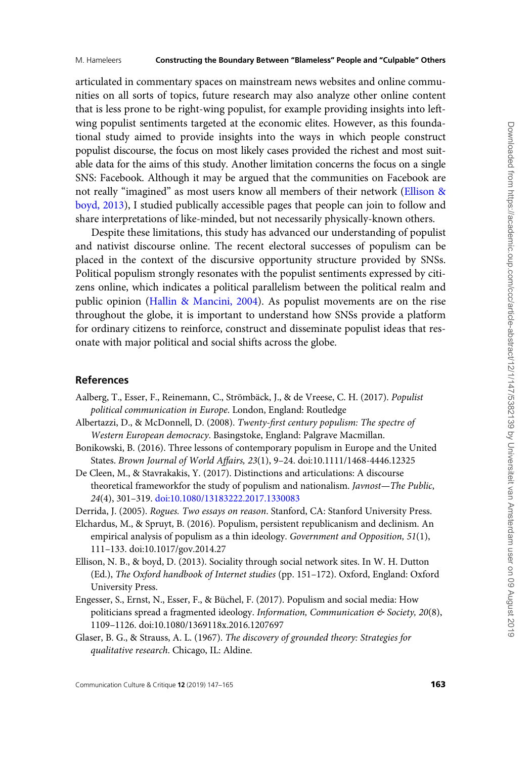articulated in commentary spaces on mainstream news websites and online communities on all sorts of topics, future research may also analyze other online content that is less prone to be right-wing populist, for example providing insights into left-wing populist sentiments targeted at the economic elites. However, as this foundational study aimed to provide insights into the ways in which people construct populist discourse, the focus on most likely cases provided the richest and most suitable data for the aims of this study. Another limitation concerns the focus on a single SNS: Facebook. Although it may be argued that the communities on Facebook are not really "imagined" as most users know all members of their network (Ellison & boyd, 2013), I studied publically accessible pages that people can join to follow and share interpretations of like-minded, but not necessarily physically-known others.

Despite these limitations, this study has advanced our understanding of populist and nativist discourse online. The recent electoral successes of populism can be placed in the context of the discursive opportunity structure provided by SNSs. Political populism strongly resonates with the populist sentiments expressed by citizens online, which indicates a political parallelism between the political realm and public opinion (Hallin & Mancini, 2004). As populist movements are on the rise throughout the globe, it is important to understand how SNSs provide a platform for ordinary citizens to reinforce, construct and disseminate populist ideas that resonate with major political and social shifts across the globe.

## References

Aalberg, T., Esser, F., Reinemann, C., Strömbäck, J., & de Vreese, C. H. (2017). *Populist political communication in Europe*. London, England: Routledge

Albertazzi, D., & McDonnell, D. (2008). *Twenty-first century populism: The spectre of Western European democracy*. Basingstoke, England: Palgrave Macmillan.

Bonikowski, B. (2016). Three lessons of contemporary populism in Europe and the United States. *Brown Journal of World Affairs, 23*(1), 9–24. doi:10.1111/1468-4446.12325

De Cleen, M., & Stavrakakis, Y. (2017). Distinctions and articulations: A discourse theoretical frameworkfor the study of populism and nationalism. *Javnost—The Public, 24*(4), 301–319. doi:10.1080/13183222.2017.1330083

Derrida, J. (2005). *Rogues. Two essays on reason*. Stanford, CA: Stanford University Press.

Elchardus, M., & Spruyt, B. (2016). Populism, persistent republicanism and declinism. An empirical analysis of populism as a thin ideology. *Government and Opposition, 51*(1), 111–133. doi:10.1017/gov.2014.27

Ellison, N. B., & boyd, D. (2013). Sociality through social network sites. In W. H. Dutton (Ed.), *The Oxford handbook of Internet studies* (pp. 151–172). Oxford, England: Oxford University Press.

Engesser, S., Ernst, N., Esser, F., & Büchel, F. (2017). Populism and social media: How politicians spread a fragmented ideology. *Information, Communication & Society, 20*(8), 1109–1126. doi:10.1080/1369118x.2016.1207697

Glaser, B. G., & Strauss, A. L. (1967). *The discovery of grounded theory: Strategies for qualitative research*. Chicago, IL: Aldine.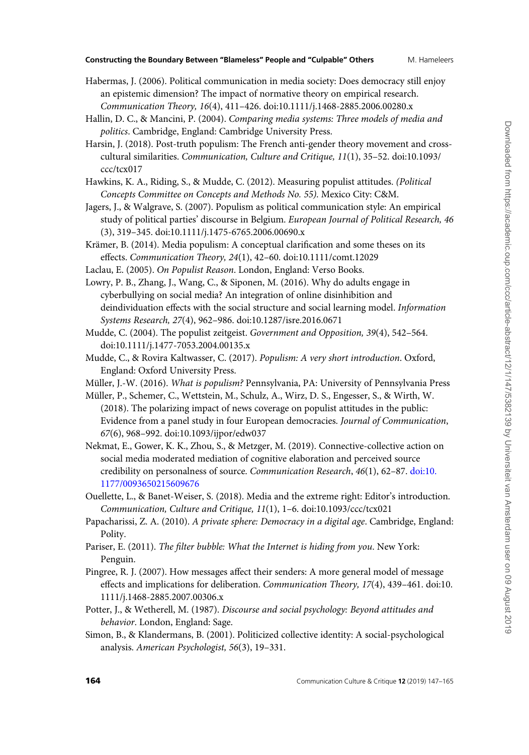Habermas, J. (2006). Political communication in media society: Does democracy still enjoy an epistemic dimension? The impact of normative theory on empirical research. *Communication Theory, 16*(4), 411–426. doi:10.1111/j.1468-2885.2006.00280.x

Hallin, D. C., & Mancini, P. (2004). *Comparing media systems: Three models of media and politics*. Cambridge, England: Cambridge University Press.

Harsin, J. (2018). Post-truth populism: The French anti-gender theory movement and cross-cultural similarities. *Communication, Culture and Critique, 11*(1), 35–52. doi:10.1093/ccc/tcx017

Hawkins, K. A., Riding, S., & Mudde, C. (2012). Measuring populist attitudes. *(Political Concepts Committee on Concepts and Methods No. 55).* Mexico City: C&M.

Jagers, J., & Walgrave, S. (2007). Populism as political communication style: An empirical study of political parties' discourse in Belgium. *European Journal of Political Research, 46* (3), 319–345. doi:10.1111/j.1475-6765.2006.00690.x

Krämer, B. (2014). Media populism: A conceptual clarification and some theses on its effects. *Communication Theory, 24*(1), 42–60. doi:10.1111/comt.12029

Laclau, E. (2005). *On Populist Reason*. London, England: Verso Books.

Lowry, P. B., Zhang, J., Wang, C., & Siponen, M. (2016). Why do adults engage in cyberbullying on social media? An integration of online disinhibition and deindividuation effects with the social structure and social learning model. *Information Systems Research, 27*(4), 962–986. doi:10.1287/isre.2016.0671

Mudde, C. (2004). The populist zeitgeist. *Government and Opposition, 39*(4), 542–564. doi:10.1111/j.1477-7053.2004.00135.x

Mudde, C., & Rovira Kaltwasser, C. (2017). *Populism: A very short introduction*. Oxford, England: Oxford University Press.

Müller, J.-W. (2016). *What is populism?* Pennsylvania, PA: University of Pennsylvania Press

Müller, P., Schemer, C., Wettstein, M., Schulz, A., Wirz, D. S., Engesser, S., & Wirth, W. (2018). The polarizing impact of news coverage on populist attitudes in the public: Evidence from a panel study in four European democracies. *Journal of Communication*, *67*(6), 968–992. doi:10.1093/ijpor/edw037

Nekmat, E., Gower, K. K., Zhou, S., & Metzger, M. (2019). Connective-collective action on social media moderated mediation of cognitive elaboration and perceived source credibility on personalness of source. *Communication Research*, *46*(1), 62–87. doi:10.1177/0093650215609676

Ouellette, L., & Banet-Weiser, S. (2018). Media and the extreme right: Editor's introduction. *Communication, Culture and Critique, 11*(1), 1–6. doi:10.1093/ccc/tcx021

Papacharissi, Z. A. (2010). *A private sphere: Democracy in a digital age*. Cambridge, England: Polity.

Pariser, E. (2011). *The filter bubble: What the Internet is hiding from you*. New York: Penguin.

Pingree, R. J. (2007). How messages affect their senders: A more general model of message effects and implications for deliberation. *Communication Theory, 17*(4), 439–461. doi:10.1111/j.1468-2885.2007.00306.x

Potter, J., & Wetherell, M. (1987). *Discourse and social psychology: Beyond attitudes and behavior*. London, England: Sage.

Simon, B., & Klandermans, B. (2001). Politicized collective identity: A social-psychological analysis. *American Psychologist, 56*(3), 19–331.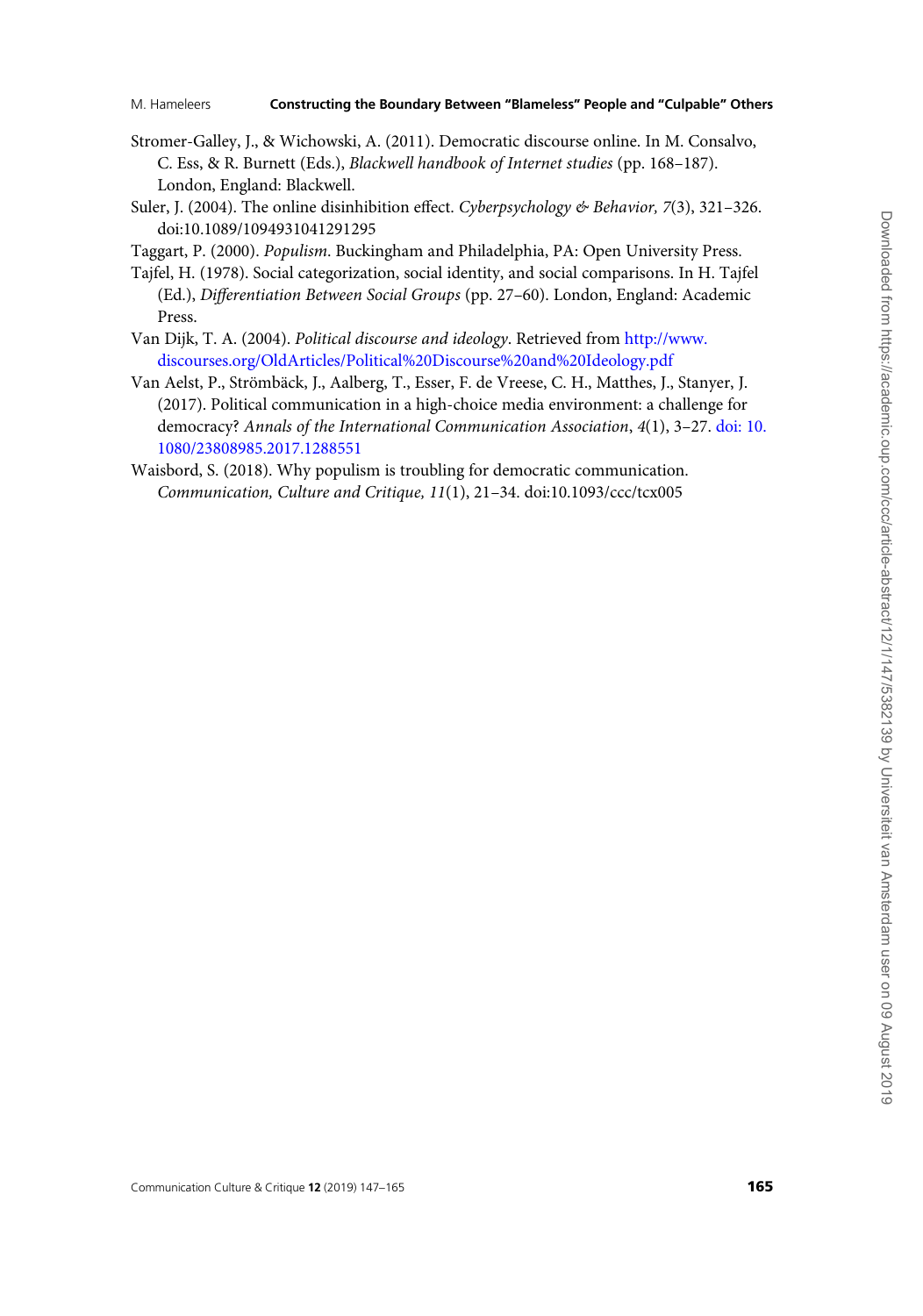Stromer-Galley, J., & Wichowski, A. (2011). Democratic discourse online. In M. Consalvo, C. Ess, & R. Burnett (Eds.), *Blackwell handbook of Internet studies* (pp. 168–187). London, England: Blackwell.

Suler, J. (2004). The online disinhibition effect. *Cyberpsychology & Behavior, 7*(3), 321–326. doi:10.1089/1094931041291295

Taggart, P. (2000). *Populism*. Buckingham and Philadelphia, PA: Open University Press.

Tajfel, H. (1978). Social categorization, social identity, and social comparisons. In H. Tajfel (Ed.), *Differentiation Between Social Groups* (pp. 27–60). London, England: Academic Press.

Van Dijk, T. A. (2004). *Political discourse and ideology*. Retrieved from http://www.discourses.org/OldArticles/Political%20Discourse%20and%20Ideology.pdf

Van Aelst, P., Strömbäck, J., Aalberg, T., Esser, F. de Vreese, C. H., Matthes, J., Stanyer, J. (2017). Political communication in a high-choice media environment: a challenge for democracy? *Annals of the International Communication Association*, *4*(1), 3–27. doi: 10.1080/23808985.2017.1288551

Waisbord, S. (2018). Why populism is troubling for democratic communication. *Communication, Culture and Critique, 11*(1), 21–34. doi:10.1093/ccc/tcx005